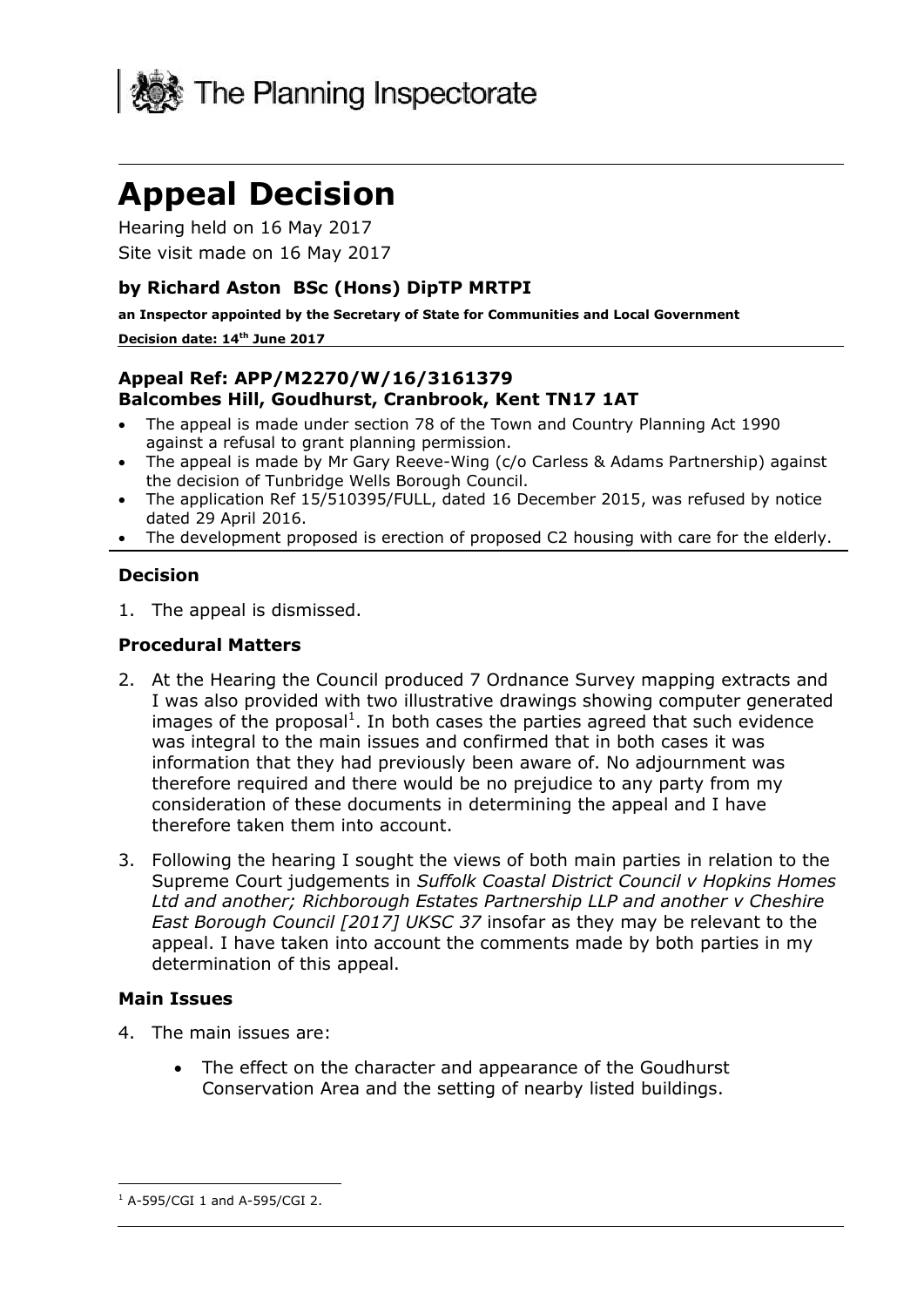The Planning Inspectorate

# Appeal Decision

Hearing held on 16 May 2017

Site visit made on 16 May 2017

### by Richard Aston BSc (Hons) DipTP MRTPI

**an Inspector appointed by the Secretary of State for Communities and Local Government**

**Decision date: 14th June 2017**

### Appeal Ref: APP/M2270/W/16/3161379
### Balcombes Hill, Goudhurst, Cranbrook, Kent TN17 1AT

- The appeal is made under section 78 of the Town and Country Planning Act 1990 against a refusal to grant planning permission.
- The appeal is made by Mr Gary Reeve-Wing (c/o Carless & Adams Partnership) against the decision of Tunbridge Wells Borough Council.
- The application Ref 15/510395/FULL, dated 16 December 2015, was refused by notice dated 29 April 2016.
- The development proposed is erection of proposed C2 housing with care for the elderly.

## Decision

1. The appeal is dismissed.

## Procedural Matters

2. At the Hearing the Council produced 7 Ordnance Survey mapping extracts and I was also provided with two illustrative drawings showing computer generated images of the proposal[1]. In both cases the parties agreed that such evidence was integral to the main issues and confirmed that in both cases it was information that they had previously been aware of. No adjournment was therefore required and there would be no prejudice to any party from my consideration of these documents in determining the appeal and I have therefore taken them into account.

3. Following the hearing I sought the views of both main parties in relation to the Supreme Court judgements in *Suffolk Coastal District Council v Hopkins Homes Ltd and another; Richborough Estates Partnership LLP and another v Cheshire East Borough Council [2017] UKSC 37* insofar as they may be relevant to the appeal. I have taken into account the comments made by both parties in my determination of this appeal.

## Main Issues

4. The main issues are:

   - The effect on the character and appearance of the Goudhurst Conservation Area and the setting of nearby listed buildings.

[1] A-595/CGI 1 and A-595/CGI 2.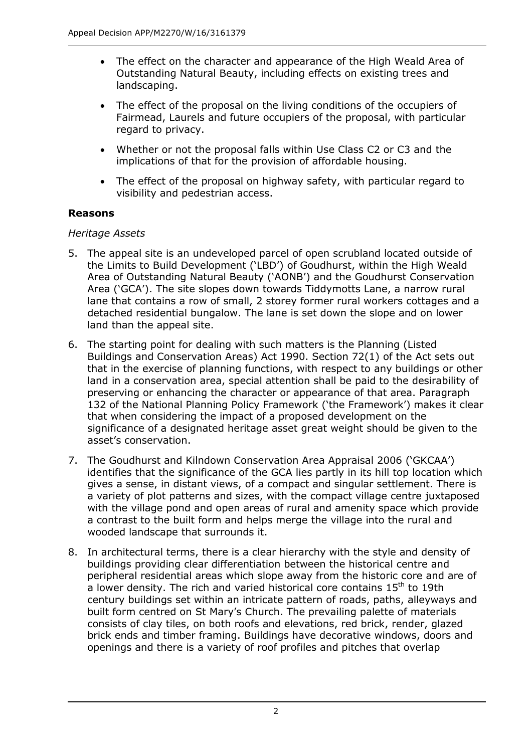- The effect on the character and appearance of the High Weald Area of Outstanding Natural Beauty, including effects on existing trees and landscaping.
- The effect of the proposal on the living conditions of the occupiers of Fairmead, Laurels and future occupiers of the proposal, with particular regard to privacy.
- Whether or not the proposal falls within Use Class C2 or C3 and the implications of that for the provision of affordable housing.
- The effect of the proposal on highway safety, with particular regard to visibility and pedestrian access.

**Reasons**

*Heritage Assets*

5. The appeal site is an undeveloped parcel of open scrubland located outside of the Limits to Build Development ('LBD') of Goudhurst, within the High Weald Area of Outstanding Natural Beauty ('AONB') and the Goudhurst Conservation Area ('GCA'). The site slopes down towards Tiddymotts Lane, a narrow rural lane that contains a row of small, 2 storey former rural workers cottages and a detached residential bungalow. The lane is set down the slope and on lower land than the appeal site.

6. The starting point for dealing with such matters is the Planning (Listed Buildings and Conservation Areas) Act 1990. Section 72(1) of the Act sets out that in the exercise of planning functions, with respect to any buildings or other land in a conservation area, special attention shall be paid to the desirability of preserving or enhancing the character or appearance of that area. Paragraph 132 of the National Planning Policy Framework ('the Framework') makes it clear that when considering the impact of a proposed development on the significance of a designated heritage asset great weight should be given to the asset's conservation.

7. The Goudhurst and Kilndown Conservation Area Appraisal 2006 ('GKCAA') identifies that the significance of the GCA lies partly in its hill top location which gives a sense, in distant views, of a compact and singular settlement. There is a variety of plot patterns and sizes, with the compact village centre juxtaposed with the village pond and open areas of rural and amenity space which provide a contrast to the built form and helps merge the village into the rural and wooded landscape that surrounds it.

8. In architectural terms, there is a clear hierarchy with the style and density of buildings providing clear differentiation between the historical centre and peripheral residential areas which slope away from the historic core and are of a lower density. The rich and varied historical core contains 15th to 19th century buildings set within an intricate pattern of roads, paths, alleyways and built form centred on St Mary's Church. The prevailing palette of materials consists of clay tiles, on both roofs and elevations, red brick, render, glazed brick ends and timber framing. Buildings have decorative windows, doors and openings and there is a variety of roof profiles and pitches that overlap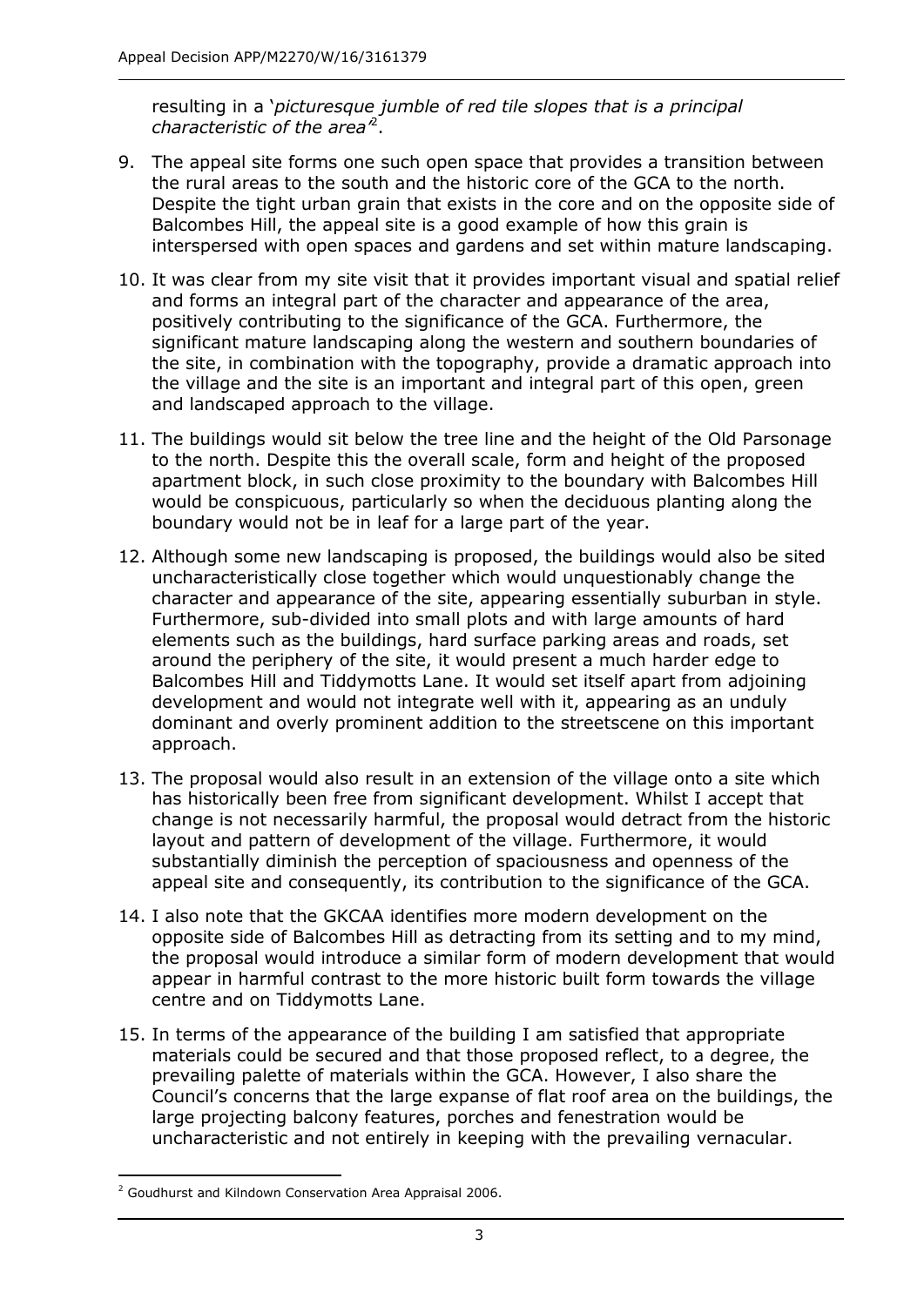resulting in a '*picturesque jumble of red tile slopes that is a principal characteristic of the area*'[2].

9. The appeal site forms one such open space that provides a transition between the rural areas to the south and the historic core of the GCA to the north. Despite the tight urban grain that exists in the core and on the opposite side of Balcombes Hill, the appeal site is a good example of how this grain is interspersed with open spaces and gardens and set within mature landscaping.

10. It was clear from my site visit that it provides important visual and spatial relief and forms an integral part of the character and appearance of the area, positively contributing to the significance of the GCA. Furthermore, the significant mature landscaping along the western and southern boundaries of the site, in combination with the topography, provide a dramatic approach into the village and the site is an important and integral part of this open, green and landscaped approach to the village.

11. The buildings would sit below the tree line and the height of the Old Parsonage to the north. Despite this the overall scale, form and height of the proposed apartment block, in such close proximity to the boundary with Balcombes Hill would be conspicuous, particularly so when the deciduous planting along the boundary would not be in leaf for a large part of the year.

12. Although some new landscaping is proposed, the buildings would also be sited uncharacteristically close together which would unquestionably change the character and appearance of the site, appearing essentially suburban in style. Furthermore, sub-divided into small plots and with large amounts of hard elements such as the buildings, hard surface parking areas and roads, set around the periphery of the site, it would present a much harder edge to Balcombes Hill and Tiddymotts Lane. It would set itself apart from adjoining development and would not integrate well with it, appearing as an unduly dominant and overly prominent addition to the streetscene on this important approach.

13. The proposal would also result in an extension of the village onto a site which has historically been free from significant development. Whilst I accept that change is not necessarily harmful, the proposal would detract from the historic layout and pattern of development of the village. Furthermore, it would substantially diminish the perception of spaciousness and openness of the appeal site and consequently, its contribution to the significance of the GCA.

14. I also note that the GKCAA identifies more modern development on the opposite side of Balcombes Hill as detracting from its setting and to my mind, the proposal would introduce a similar form of modern development that would appear in harmful contrast to the more historic built form towards the village centre and on Tiddymotts Lane.

15. In terms of the appearance of the building I am satisfied that appropriate materials could be secured and that those proposed reflect, to a degree, the prevailing palette of materials within the GCA. However, I also share the Council's concerns that the large expanse of flat roof area on the buildings, the large projecting balcony features, porches and fenestration would be uncharacteristic and not entirely in keeping with the prevailing vernacular.

---

[2] Goudhurst and Kilndown Conservation Area Appraisal 2006.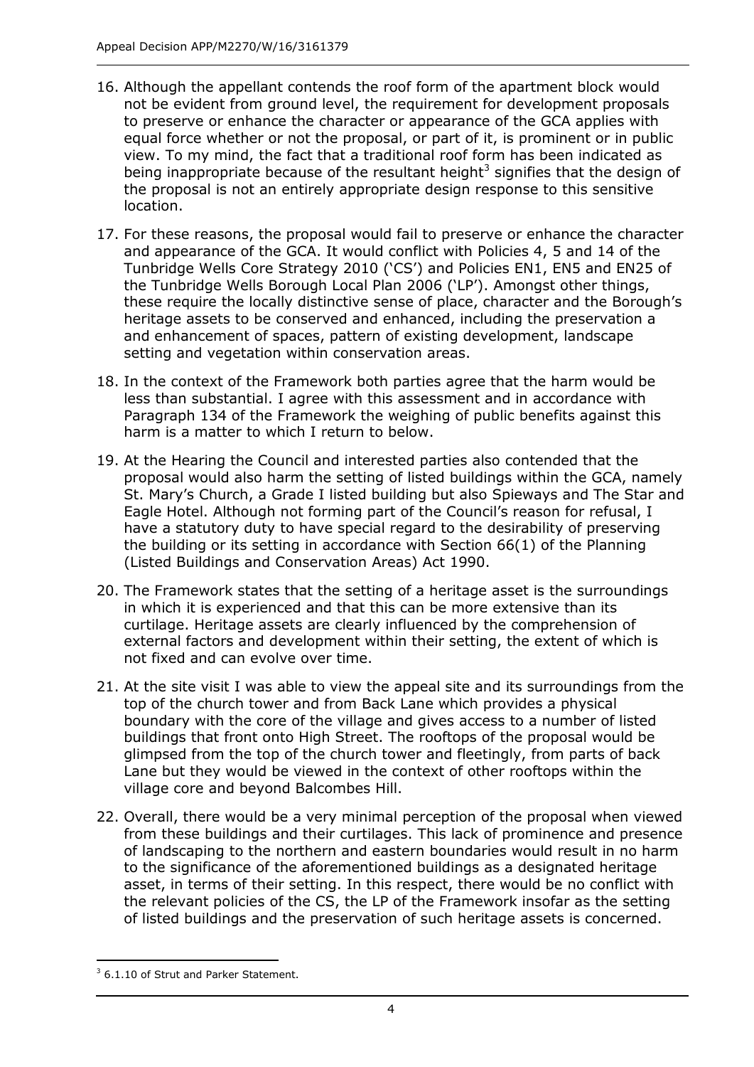16. Although the appellant contends the roof form of the apartment block would not be evident from ground level, the requirement for development proposals to preserve or enhance the character or appearance of the GCA applies with equal force whether or not the proposal, or part of it, is prominent or in public view. To my mind, the fact that a traditional roof form has been indicated as being inappropriate because of the resultant height[3] signifies that the design of the proposal is not an entirely appropriate design response to this sensitive location.

17. For these reasons, the proposal would fail to preserve or enhance the character and appearance of the GCA. It would conflict with Policies 4, 5 and 14 of the Tunbridge Wells Core Strategy 2010 ('CS') and Policies EN1, EN5 and EN25 of the Tunbridge Wells Borough Local Plan 2006 ('LP'). Amongst other things, these require the locally distinctive sense of place, character and the Borough's heritage assets to be conserved and enhanced, including the preservation a and enhancement of spaces, pattern of existing development, landscape setting and vegetation within conservation areas.

18. In the context of the Framework both parties agree that the harm would be less than substantial. I agree with this assessment and in accordance with Paragraph 134 of the Framework the weighing of public benefits against this harm is a matter to which I return to below.

19. At the Hearing the Council and interested parties also contended that the proposal would also harm the setting of listed buildings within the GCA, namely St. Mary's Church, a Grade I listed building but also Spieways and The Star and Eagle Hotel. Although not forming part of the Council's reason for refusal, I have a statutory duty to have special regard to the desirability of preserving the building or its setting in accordance with Section 66(1) of the Planning (Listed Buildings and Conservation Areas) Act 1990.

20. The Framework states that the setting of a heritage asset is the surroundings in which it is experienced and that this can be more extensive than its curtilage. Heritage assets are clearly influenced by the comprehension of external factors and development within their setting, the extent of which is not fixed and can evolve over time.

21. At the site visit I was able to view the appeal site and its surroundings from the top of the church tower and from Back Lane which provides a physical boundary with the core of the village and gives access to a number of listed buildings that front onto High Street. The rooftops of the proposal would be glimpsed from the top of the church tower and fleetingly, from parts of back Lane but they would be viewed in the context of other rooftops within the village core and beyond Balcombes Hill.

22. Overall, there would be a very minimal perception of the proposal when viewed from these buildings and their curtilages. This lack of prominence and presence of landscaping to the northern and eastern boundaries would result in no harm to the significance of the aforementioned buildings as a designated heritage asset, in terms of their setting. In this respect, there would be no conflict with the relevant policies of the CS, the LP of the Framework insofar as the setting of listed buildings and the preservation of such heritage assets is concerned.

---

[3] 6.1.10 of Strut and Parker Statement.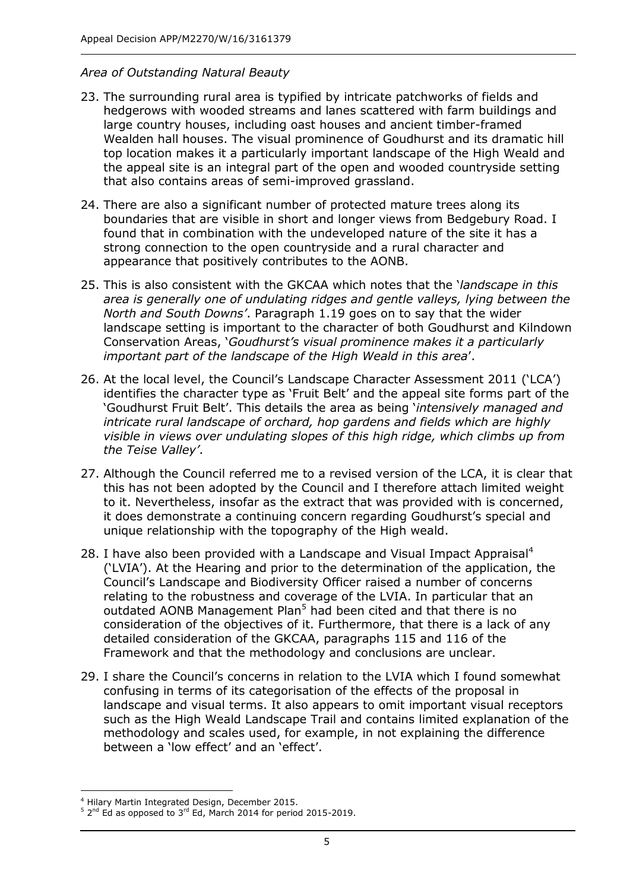*Area of Outstanding Natural Beauty*

23. The surrounding rural area is typified by intricate patchworks of fields and hedgerows with wooded streams and lanes scattered with farm buildings and large country houses, including oast houses and ancient timber-framed Wealden hall houses. The visual prominence of Goudhurst and its dramatic hill top location makes it a particularly important landscape of the High Weald and the appeal site is an integral part of the open and wooded countryside setting that also contains areas of semi-improved grassland.

24. There are also a significant number of protected mature trees along its boundaries that are visible in short and longer views from Bedgebury Road. I found that in combination with the undeveloped nature of the site it has a strong connection to the open countryside and a rural character and appearance that positively contributes to the AONB.

25. This is also consistent with the GKCAA which notes that the '*landscape in this area is generally one of undulating ridges and gentle valleys, lying between the North and South Downs'*. Paragraph 1.19 goes on to say that the wider landscape setting is important to the character of both Goudhurst and Kilndown Conservation Areas, '*Goudhurst's visual prominence makes it a particularly important part of the landscape of the High Weald in this area*'.

26. At the local level, the Council's Landscape Character Assessment 2011 ('LCA') identifies the character type as 'Fruit Belt' and the appeal site forms part of the 'Goudhurst Fruit Belt'. This details the area as being '*intensively managed and intricate rural landscape of orchard, hop gardens and fields which are highly visible in views over undulating slopes of this high ridge, which climbs up from the Teise Valley'*.

27. Although the Council referred me to a revised version of the LCA, it is clear that this has not been adopted by the Council and I therefore attach limited weight to it. Nevertheless, insofar as the extract that was provided with is concerned, it does demonstrate a continuing concern regarding Goudhurst's special and unique relationship with the topography of the High weald.

28. I have also been provided with a Landscape and Visual Impact Appraisal[4] ('LVIA'). At the Hearing and prior to the determination of the application, the Council's Landscape and Biodiversity Officer raised a number of concerns relating to the robustness and coverage of the LVIA. In particular that an outdated AONB Management Plan[5] had been cited and that there is no consideration of the objectives of it. Furthermore, that there is a lack of any detailed consideration of the GKCAA, paragraphs 115 and 116 of the Framework and that the methodology and conclusions are unclear.

29. I share the Council's concerns in relation to the LVIA which I found somewhat confusing in terms of its categorisation of the effects of the proposal in landscape and visual terms. It also appears to omit important visual receptors such as the High Weald Landscape Trail and contains limited explanation of the methodology and scales used, for example, in not explaining the difference between a 'low effect' and an 'effect'.

---

[4] Hilary Martin Integrated Design, December 2015.

[5] 2nd Ed as opposed to 3rd Ed, March 2014 for period 2015-2019.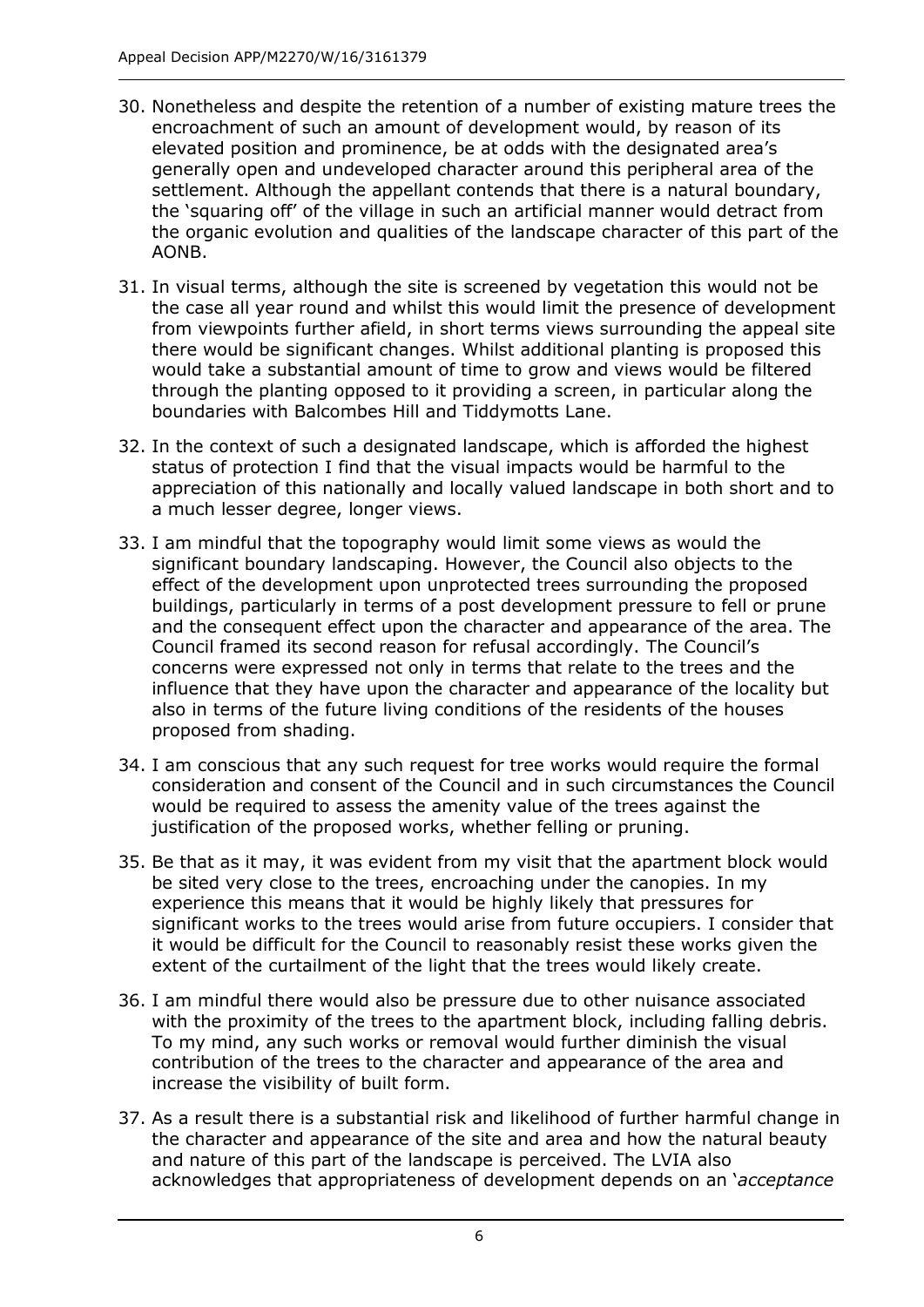30. Nonetheless and despite the retention of a number of existing mature trees the encroachment of such an amount of development would, by reason of its elevated position and prominence, be at odds with the designated area's generally open and undeveloped character around this peripheral area of the settlement. Although the appellant contends that there is a natural boundary, the 'squaring off' of the village in such an artificial manner would detract from the organic evolution and qualities of the landscape character of this part of the AONB.

31. In visual terms, although the site is screened by vegetation this would not be the case all year round and whilst this would limit the presence of development from viewpoints further afield, in short terms views surrounding the appeal site there would be significant changes. Whilst additional planting is proposed this would take a substantial amount of time to grow and views would be filtered through the planting opposed to it providing a screen, in particular along the boundaries with Balcombes Hill and Tiddymotts Lane.

32. In the context of such a designated landscape, which is afforded the highest status of protection I find that the visual impacts would be harmful to the appreciation of this nationally and locally valued landscape in both short and to a much lesser degree, longer views.

33. I am mindful that the topography would limit some views as would the significant boundary landscaping. However, the Council also objects to the effect of the development upon unprotected trees surrounding the proposed buildings, particularly in terms of a post development pressure to fell or prune and the consequent effect upon the character and appearance of the area. The Council framed its second reason for refusal accordingly. The Council's concerns were expressed not only in terms that relate to the trees and the influence that they have upon the character and appearance of the locality but also in terms of the future living conditions of the residents of the houses proposed from shading.

34. I am conscious that any such request for tree works would require the formal consideration and consent of the Council and in such circumstances the Council would be required to assess the amenity value of the trees against the justification of the proposed works, whether felling or pruning.

35. Be that as it may, it was evident from my visit that the apartment block would be sited very close to the trees, encroaching under the canopies. In my experience this means that it would be highly likely that pressures for significant works to the trees would arise from future occupiers. I consider that it would be difficult for the Council to reasonably resist these works given the extent of the curtailment of the light that the trees would likely create.

36. I am mindful there would also be pressure due to other nuisance associated with the proximity of the trees to the apartment block, including falling debris. To my mind, any such works or removal would further diminish the visual contribution of the trees to the character and appearance of the area and increase the visibility of built form.

37. As a result there is a substantial risk and likelihood of further harmful change in the character and appearance of the site and area and how the natural beauty and nature of this part of the landscape is perceived. The LVIA also acknowledges that appropriateness of development depends on an '*acceptance*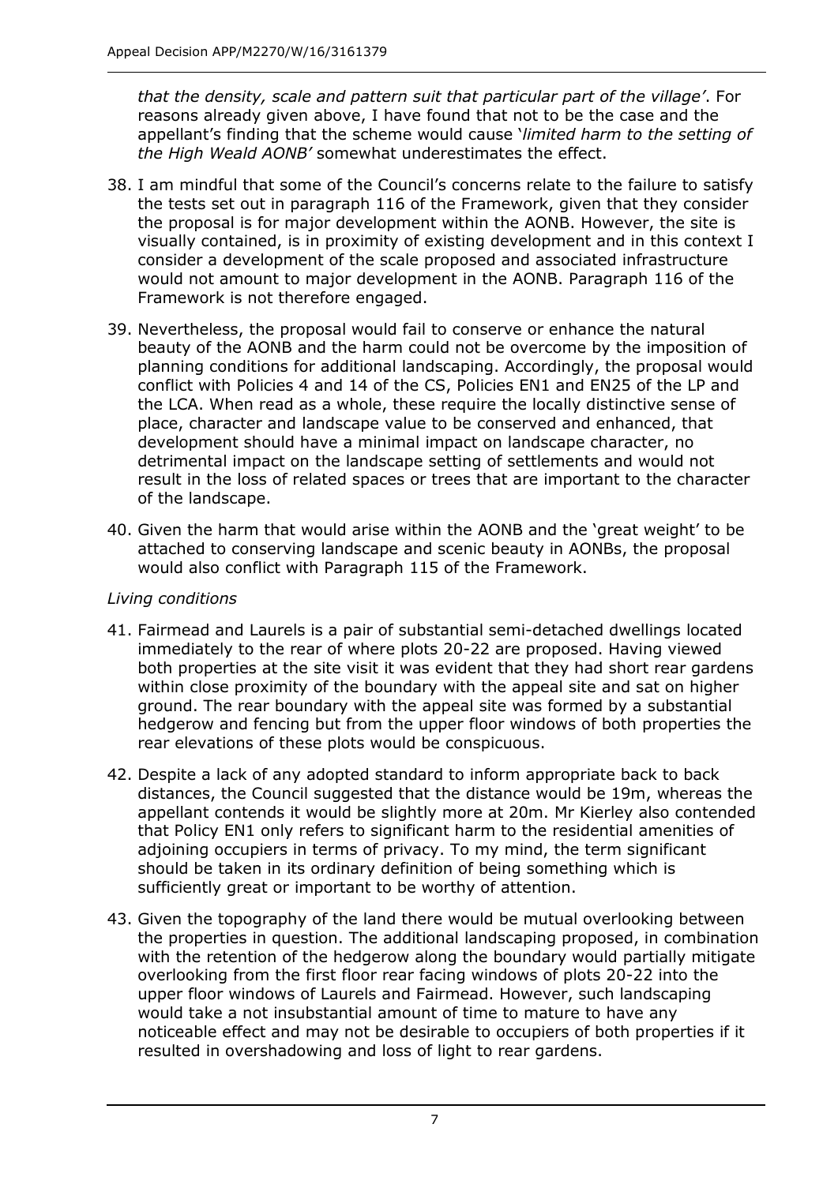*that the density, scale and pattern suit that particular part of the village'*. For reasons already given above, I have found that not to be the case and the appellant's finding that the scheme would cause '*limited harm to the setting of the High Weald AONB'* somewhat underestimates the effect.

38. I am mindful that some of the Council's concerns relate to the failure to satisfy the tests set out in paragraph 116 of the Framework, given that they consider the proposal is for major development within the AONB. However, the site is visually contained, is in proximity of existing development and in this context I consider a development of the scale proposed and associated infrastructure would not amount to major development in the AONB. Paragraph 116 of the Framework is not therefore engaged.

39. Nevertheless, the proposal would fail to conserve or enhance the natural beauty of the AONB and the harm could not be overcome by the imposition of planning conditions for additional landscaping. Accordingly, the proposal would conflict with Policies 4 and 14 of the CS, Policies EN1 and EN25 of the LP and the LCA. When read as a whole, these require the locally distinctive sense of place, character and landscape value to be conserved and enhanced, that development should have a minimal impact on landscape character, no detrimental impact on the landscape setting of settlements and would not result in the loss of related spaces or trees that are important to the character of the landscape.

40. Given the harm that would arise within the AONB and the 'great weight' to be attached to conserving landscape and scenic beauty in AONBs, the proposal would also conflict with Paragraph 115 of the Framework.

*Living conditions*

41. Fairmead and Laurels is a pair of substantial semi-detached dwellings located immediately to the rear of where plots 20-22 are proposed. Having viewed both properties at the site visit it was evident that they had short rear gardens within close proximity of the boundary with the appeal site and sat on higher ground. The rear boundary with the appeal site was formed by a substantial hedgerow and fencing but from the upper floor windows of both properties the rear elevations of these plots would be conspicuous.

42. Despite a lack of any adopted standard to inform appropriate back to back distances, the Council suggested that the distance would be 19m, whereas the appellant contends it would be slightly more at 20m. Mr Kierley also contended that Policy EN1 only refers to significant harm to the residential amenities of adjoining occupiers in terms of privacy. To my mind, the term significant should be taken in its ordinary definition of being something which is sufficiently great or important to be worthy of attention.

43. Given the topography of the land there would be mutual overlooking between the properties in question. The additional landscaping proposed, in combination with the retention of the hedgerow along the boundary would partially mitigate overlooking from the first floor rear facing windows of plots 20-22 into the upper floor windows of Laurels and Fairmead. However, such landscaping would take a not insubstantial amount of time to mature to have any noticeable effect and may not be desirable to occupiers of both properties if it resulted in overshadowing and loss of light to rear gardens.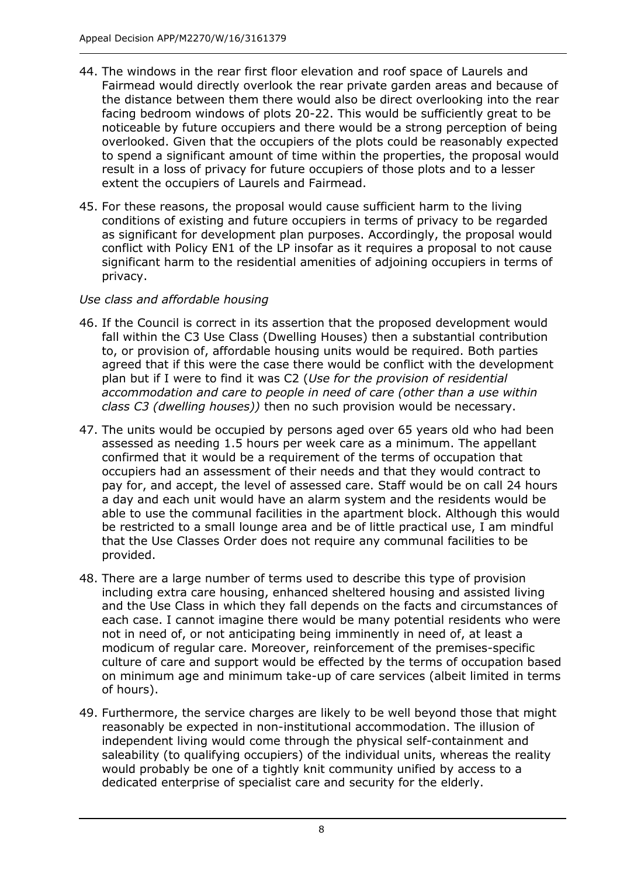44. The windows in the rear first floor elevation and roof space of Laurels and Fairmead would directly overlook the rear private garden areas and because of the distance between them there would also be direct overlooking into the rear facing bedroom windows of plots 20-22. This would be sufficiently great to be noticeable by future occupiers and there would be a strong perception of being overlooked. Given that the occupiers of the plots could be reasonably expected to spend a significant amount of time within the properties, the proposal would result in a loss of privacy for future occupiers of those plots and to a lesser extent the occupiers of Laurels and Fairmead.

45. For these reasons, the proposal would cause sufficient harm to the living conditions of existing and future occupiers in terms of privacy to be regarded as significant for development plan purposes. Accordingly, the proposal would conflict with Policy EN1 of the LP insofar as it requires a proposal to not cause significant harm to the residential amenities of adjoining occupiers in terms of privacy.

*Use class and affordable housing*

46. If the Council is correct in its assertion that the proposed development would fall within the C3 Use Class (Dwelling Houses) then a substantial contribution to, or provision of, affordable housing units would be required. Both parties agreed that if this were the case there would be conflict with the development plan but if I were to find it was C2 (*Use for the provision of residential accommodation and care to people in need of care (other than a use within class C3 (dwelling houses))* then no such provision would be necessary.

47. The units would be occupied by persons aged over 65 years old who had been assessed as needing 1.5 hours per week care as a minimum. The appellant confirmed that it would be a requirement of the terms of occupation that occupiers had an assessment of their needs and that they would contract to pay for, and accept, the level of assessed care. Staff would be on call 24 hours a day and each unit would have an alarm system and the residents would be able to use the communal facilities in the apartment block. Although this would be restricted to a small lounge area and be of little practical use, I am mindful that the Use Classes Order does not require any communal facilities to be provided.

48. There are a large number of terms used to describe this type of provision including extra care housing, enhanced sheltered housing and assisted living and the Use Class in which they fall depends on the facts and circumstances of each case. I cannot imagine there would be many potential residents who were not in need of, or not anticipating being imminently in need of, at least a modicum of regular care. Moreover, reinforcement of the premises-specific culture of care and support would be effected by the terms of occupation based on minimum age and minimum take-up of care services (albeit limited in terms of hours).

49. Furthermore, the service charges are likely to be well beyond those that might reasonably be expected in non-institutional accommodation. The illusion of independent living would come through the physical self-containment and saleability (to qualifying occupiers) of the individual units, whereas the reality would probably be one of a tightly knit community unified by access to a dedicated enterprise of specialist care and security for the elderly.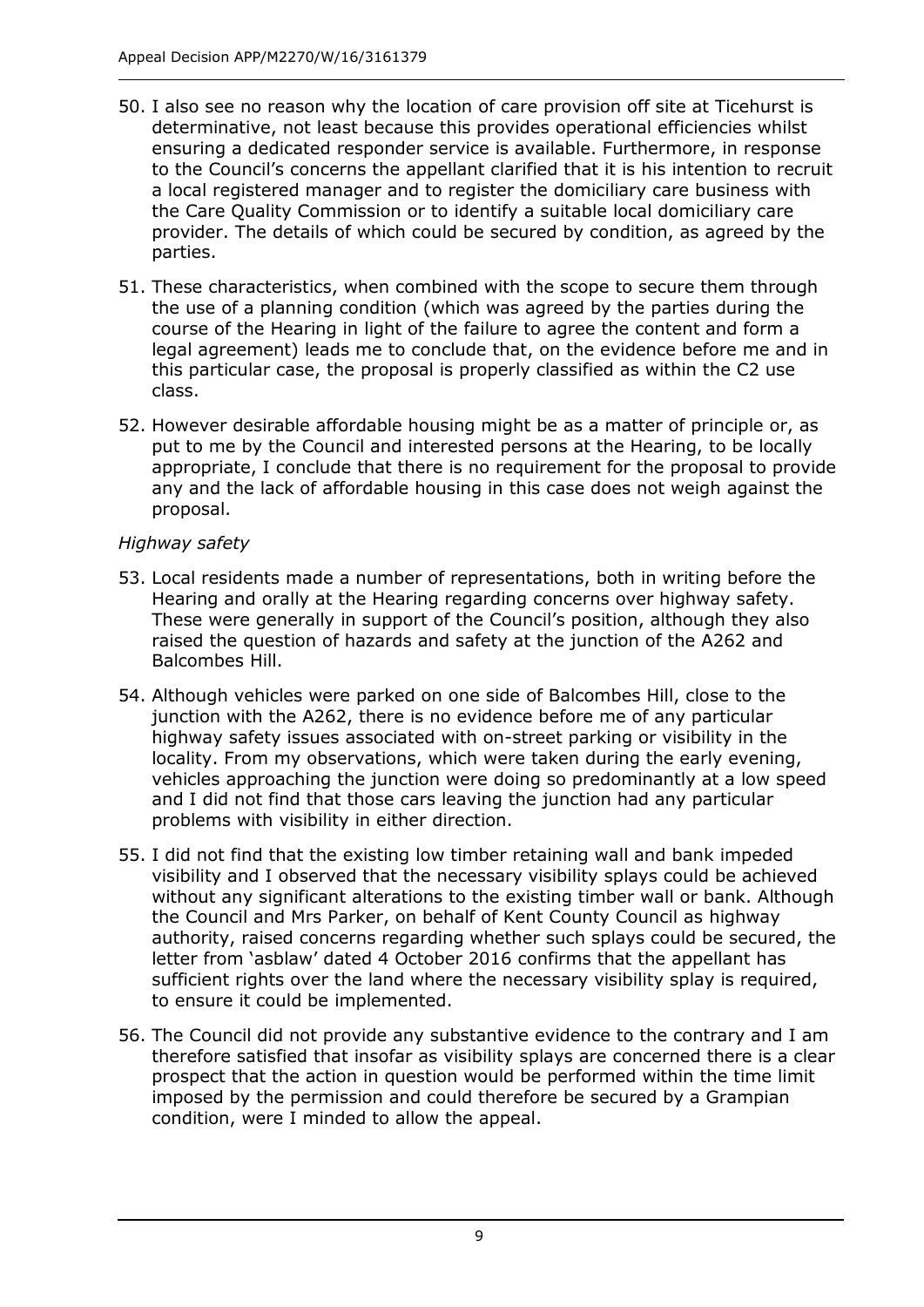50. I also see no reason why the location of care provision off site at Ticehurst is determinative, not least because this provides operational efficiencies whilst ensuring a dedicated responder service is available. Furthermore, in response to the Council's concerns the appellant clarified that it is his intention to recruit a local registered manager and to register the domiciliary care business with the Care Quality Commission or to identify a suitable local domiciliary care provider. The details of which could be secured by condition, as agreed by the parties.

51. These characteristics, when combined with the scope to secure them through the use of a planning condition (which was agreed by the parties during the course of the Hearing in light of the failure to agree the content and form a legal agreement) leads me to conclude that, on the evidence before me and in this particular case, the proposal is properly classified as within the C2 use class.

52. However desirable affordable housing might be as a matter of principle or, as put to me by the Council and interested persons at the Hearing, to be locally appropriate, I conclude that there is no requirement for the proposal to provide any and the lack of affordable housing in this case does not weigh against the proposal.

*Highway safety*

53. Local residents made a number of representations, both in writing before the Hearing and orally at the Hearing regarding concerns over highway safety. These were generally in support of the Council's position, although they also raised the question of hazards and safety at the junction of the A262 and Balcombes Hill.

54. Although vehicles were parked on one side of Balcombes Hill, close to the junction with the A262, there is no evidence before me of any particular highway safety issues associated with on-street parking or visibility in the locality. From my observations, which were taken during the early evening, vehicles approaching the junction were doing so predominantly at a low speed and I did not find that those cars leaving the junction had any particular problems with visibility in either direction.

55. I did not find that the existing low timber retaining wall and bank impeded visibility and I observed that the necessary visibility splays could be achieved without any significant alterations to the existing timber wall or bank. Although the Council and Mrs Parker, on behalf of Kent County Council as highway authority, raised concerns regarding whether such splays could be secured, the letter from 'asblaw' dated 4 October 2016 confirms that the appellant has sufficient rights over the land where the necessary visibility splay is required, to ensure it could be implemented.

56. The Council did not provide any substantive evidence to the contrary and I am therefore satisfied that insofar as visibility splays are concerned there is a clear prospect that the action in question would be performed within the time limit imposed by the permission and could therefore be secured by a Grampian condition, were I minded to allow the appeal.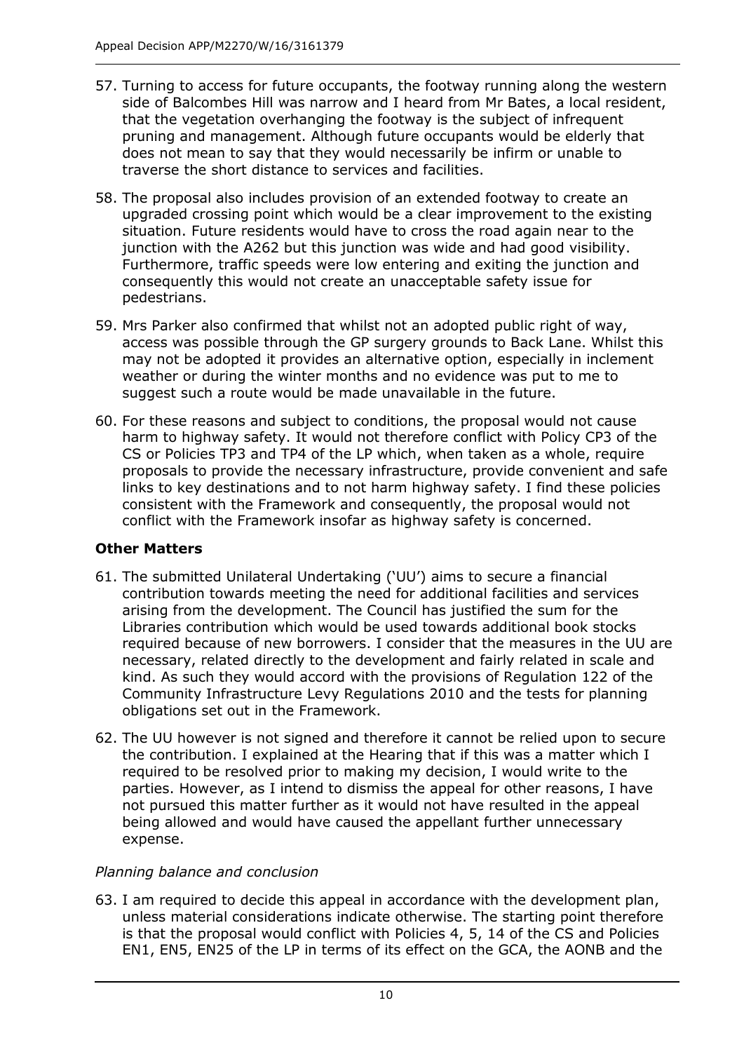57. Turning to access for future occupants, the footway running along the western side of Balcombes Hill was narrow and I heard from Mr Bates, a local resident, that the vegetation overhanging the footway is the subject of infrequent pruning and management. Although future occupants would be elderly that does not mean to say that they would necessarily be infirm or unable to traverse the short distance to services and facilities.

58. The proposal also includes provision of an extended footway to create an upgraded crossing point which would be a clear improvement to the existing situation. Future residents would have to cross the road again near to the junction with the A262 but this junction was wide and had good visibility. Furthermore, traffic speeds were low entering and exiting the junction and consequently this would not create an unacceptable safety issue for pedestrians.

59. Mrs Parker also confirmed that whilst not an adopted public right of way, access was possible through the GP surgery grounds to Back Lane. Whilst this may not be adopted it provides an alternative option, especially in inclement weather or during the winter months and no evidence was put to me to suggest such a route would be made unavailable in the future.

60. For these reasons and subject to conditions, the proposal would not cause harm to highway safety. It would not therefore conflict with Policy CP3 of the CS or Policies TP3 and TP4 of the LP which, when taken as a whole, require proposals to provide the necessary infrastructure, provide convenient and safe links to key destinations and to not harm highway safety. I find these policies consistent with the Framework and consequently, the proposal would not conflict with the Framework insofar as highway safety is concerned.

## Other Matters

61. The submitted Unilateral Undertaking ('UU') aims to secure a financial contribution towards meeting the need for additional facilities and services arising from the development. The Council has justified the sum for the Libraries contribution which would be used towards additional book stocks required because of new borrowers. I consider that the measures in the UU are necessary, related directly to the development and fairly related in scale and kind. As such they would accord with the provisions of Regulation 122 of the Community Infrastructure Levy Regulations 2010 and the tests for planning obligations set out in the Framework.

62. The UU however is not signed and therefore it cannot be relied upon to secure the contribution. I explained at the Hearing that if this was a matter which I required to be resolved prior to making my decision, I would write to the parties. However, as I intend to dismiss the appeal for other reasons, I have not pursued this matter further as it would not have resulted in the appeal being allowed and would have caused the appellant further unnecessary expense.

### *Planning balance and conclusion*

63. I am required to decide this appeal in accordance with the development plan, unless material considerations indicate otherwise. The starting point therefore is that the proposal would conflict with Policies 4, 5, 14 of the CS and Policies EN1, EN5, EN25 of the LP in terms of its effect on the GCA, the AONB and the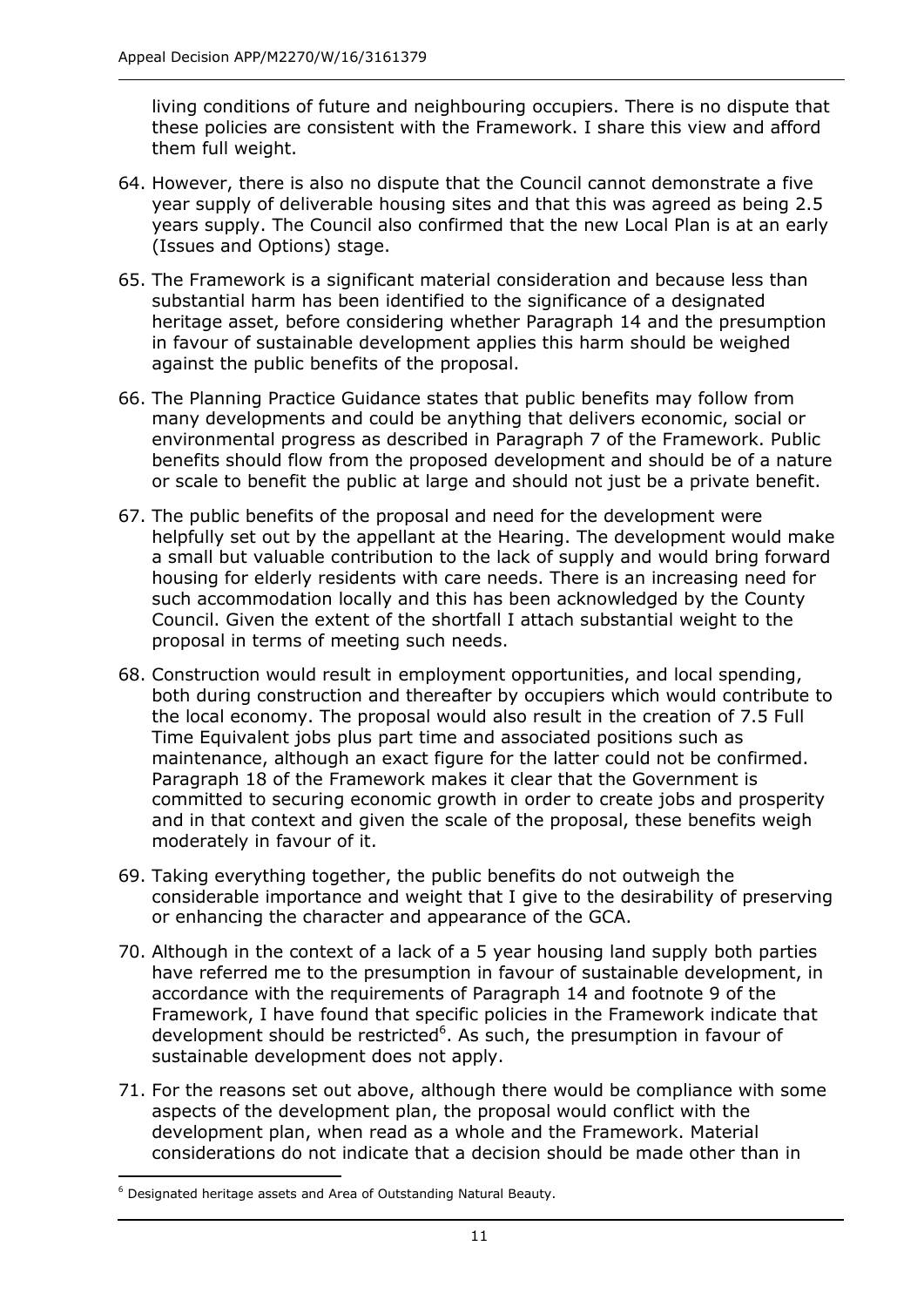living conditions of future and neighbouring occupiers. There is no dispute that these policies are consistent with the Framework. I share this view and afford them full weight.

64. However, there is also no dispute that the Council cannot demonstrate a five year supply of deliverable housing sites and that this was agreed as being 2.5 years supply. The Council also confirmed that the new Local Plan is at an early (Issues and Options) stage.

65. The Framework is a significant material consideration and because less than substantial harm has been identified to the significance of a designated heritage asset, before considering whether Paragraph 14 and the presumption in favour of sustainable development applies this harm should be weighed against the public benefits of the proposal.

66. The Planning Practice Guidance states that public benefits may follow from many developments and could be anything that delivers economic, social or environmental progress as described in Paragraph 7 of the Framework. Public benefits should flow from the proposed development and should be of a nature or scale to benefit the public at large and should not just be a private benefit.

67. The public benefits of the proposal and need for the development were helpfully set out by the appellant at the Hearing. The development would make a small but valuable contribution to the lack of supply and would bring forward housing for elderly residents with care needs. There is an increasing need for such accommodation locally and this has been acknowledged by the County Council. Given the extent of the shortfall I attach substantial weight to the proposal in terms of meeting such needs.

68. Construction would result in employment opportunities, and local spending, both during construction and thereafter by occupiers which would contribute to the local economy. The proposal would also result in the creation of 7.5 Full Time Equivalent jobs plus part time and associated positions such as maintenance, although an exact figure for the latter could not be confirmed. Paragraph 18 of the Framework makes it clear that the Government is committed to securing economic growth in order to create jobs and prosperity and in that context and given the scale of the proposal, these benefits weigh moderately in favour of it.

69. Taking everything together, the public benefits do not outweigh the considerable importance and weight that I give to the desirability of preserving or enhancing the character and appearance of the GCA.

70. Although in the context of a lack of a 5 year housing land supply both parties have referred me to the presumption in favour of sustainable development, in accordance with the requirements of Paragraph 14 and footnote 9 of the Framework, I have found that specific policies in the Framework indicate that development should be restricted[6]. As such, the presumption in favour of sustainable development does not apply.

71. For the reasons set out above, although there would be compliance with some aspects of the development plan, the proposal would conflict with the development plan, when read as a whole and the Framework. Material considerations do not indicate that a decision should be made other than in

[6] Designated heritage assets and Area of Outstanding Natural Beauty.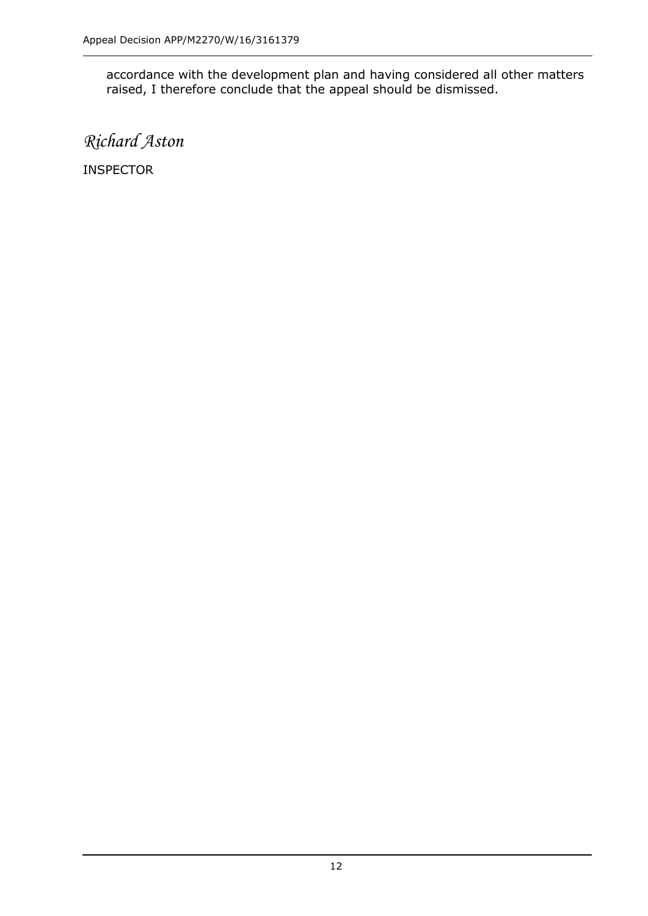accordance with the development plan and having considered all other matters raised, I therefore conclude that the appeal should be dismissed.

*Richard Aston*

INSPECTOR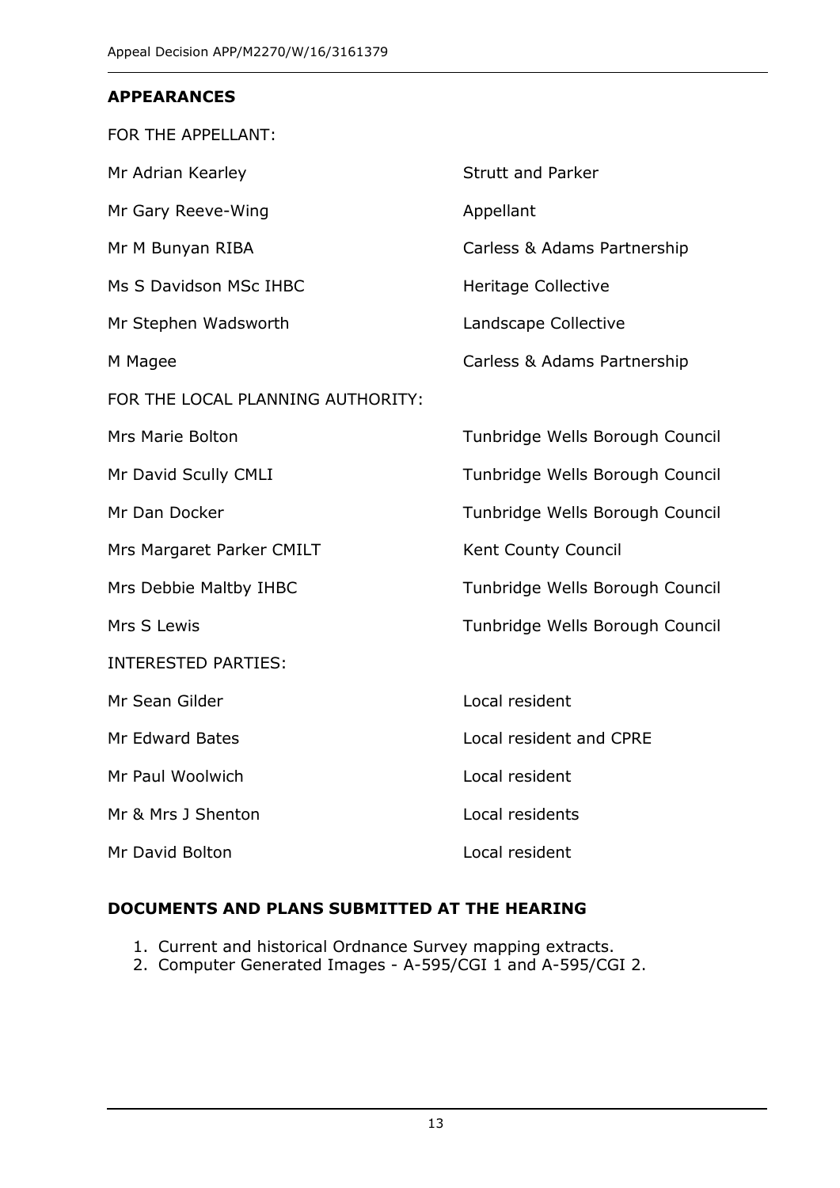## APPEARANCES

FOR THE APPELLANT:

| | |
|---|---|
| Mr Adrian Kearley | Strutt and Parker |
| Mr Gary Reeve-Wing | Appellant |
| Mr M Bunyan RIBA | Carless & Adams Partnership |
| Ms S Davidson MSc IHBC | Heritage Collective |
| Mr Stephen Wadsworth | Landscape Collective |
| M Magee | Carless & Adams Partnership |

FOR THE LOCAL PLANNING AUTHORITY:

| | |
|---|---|
| Mrs Marie Bolton | Tunbridge Wells Borough Council |
| Mr David Scully CMLI | Tunbridge Wells Borough Council |
| Mr Dan Docker | Tunbridge Wells Borough Council |
| Mrs Margaret Parker CMILT | Kent County Council |
| Mrs Debbie Maltby IHBC | Tunbridge Wells Borough Council |
| Mrs S Lewis | Tunbridge Wells Borough Council |

INTERESTED PARTIES:

| | |
|---|---|
| Mr Sean Gilder | Local resident |
| Mr Edward Bates | Local resident and CPRE |
| Mr Paul Woolwich | Local resident |
| Mr & Mrs J Shenton | Local residents |
| Mr David Bolton | Local resident |

## DOCUMENTS AND PLANS SUBMITTED AT THE HEARING

1. Current and historical Ordnance Survey mapping extracts.
2. Computer Generated Images - A-595/CGI 1 and A-595/CGI 2.